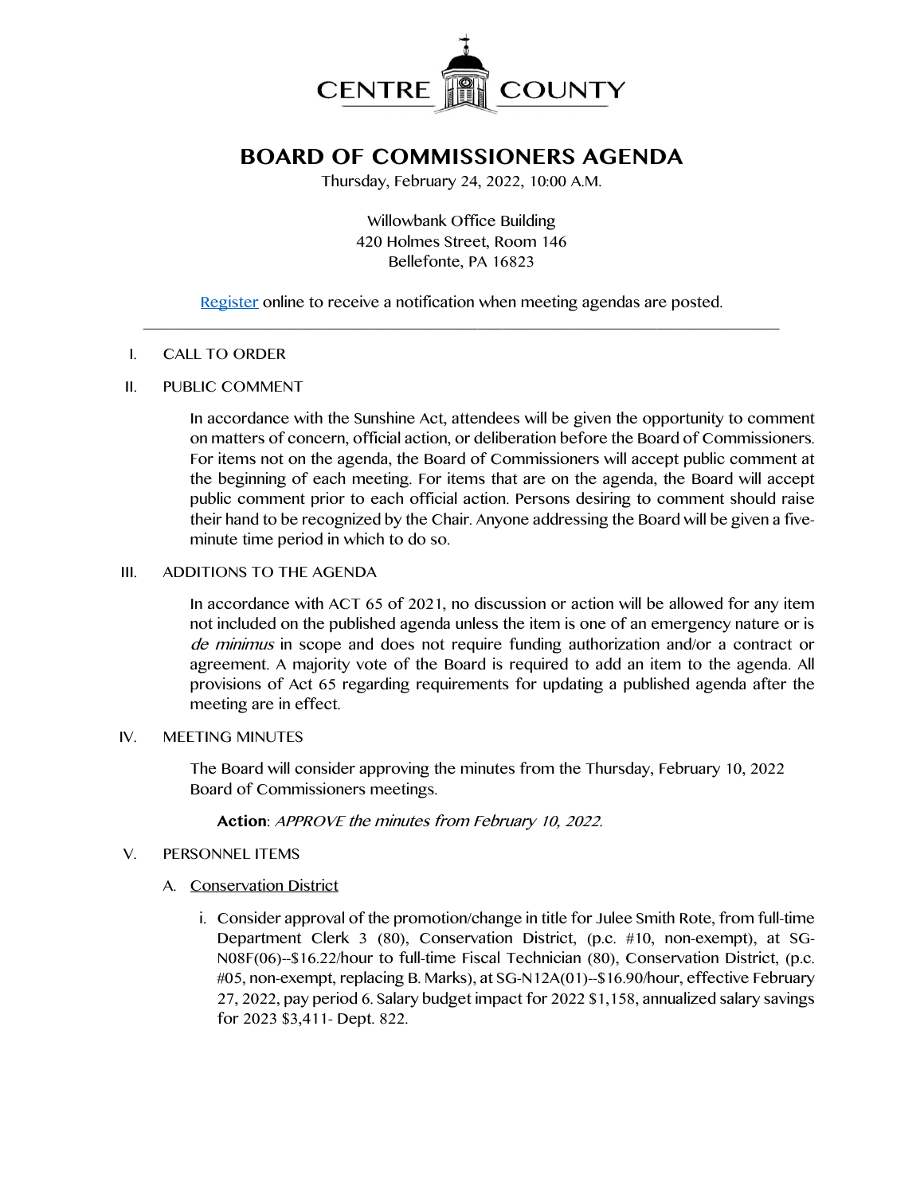CENTRE COUNTY

# BOARD OF COMMISSIONERS AGENDA

Thursday, February 24, 2022, 10:00 A.M.

Willowbank Office Building
420 Holmes Street, Room 146
Bellefonte, PA 16823

Register online to receive a notification when meeting agendas are posted.

---

I. CALL TO ORDER

II. PUBLIC COMMENT

In accordance with the Sunshine Act, attendees will be given the opportunity to comment on matters of concern, official action, or deliberation before the Board of Commissioners. For items not on the agenda, the Board of Commissioners will accept public comment at the beginning of each meeting. For items that are on the agenda, the Board will accept public comment prior to each official action. Persons desiring to comment should raise their hand to be recognized by the Chair. Anyone addressing the Board will be given a five-minute time period in which to do so.

III. ADDITIONS TO THE AGENDA

In accordance with ACT 65 of 2021, no discussion or action will be allowed for any item not included on the published agenda unless the item is one of an emergency nature or is *de minimus* in scope and does not require funding authorization and/or a contract or agreement. A majority vote of the Board is required to add an item to the agenda. All provisions of Act 65 regarding requirements for updating a published agenda after the meeting are in effect.

IV. MEETING MINUTES

The Board will consider approving the minutes from the Thursday, February 10, 2022 Board of Commissioners meetings.

**Action**: *APPROVE the minutes from February 10, 2022.*

V. PERSONNEL ITEMS

A. Conservation District

i. Consider approval of the promotion/change in title for Julee Smith Rote, from full-time Department Clerk 3 (80), Conservation District, (p.c. #10, non-exempt), at SG-N08F(06)--$16.22/hour to full-time Fiscal Technician (80), Conservation District, (p.c. #05, non-exempt, replacing B. Marks), at SG-N12A(01)--$16.90/hour, effective February 27, 2022, pay period 6. Salary budget impact for 2022 $1,158, annualized salary savings for 2023 $3,411- Dept. 822.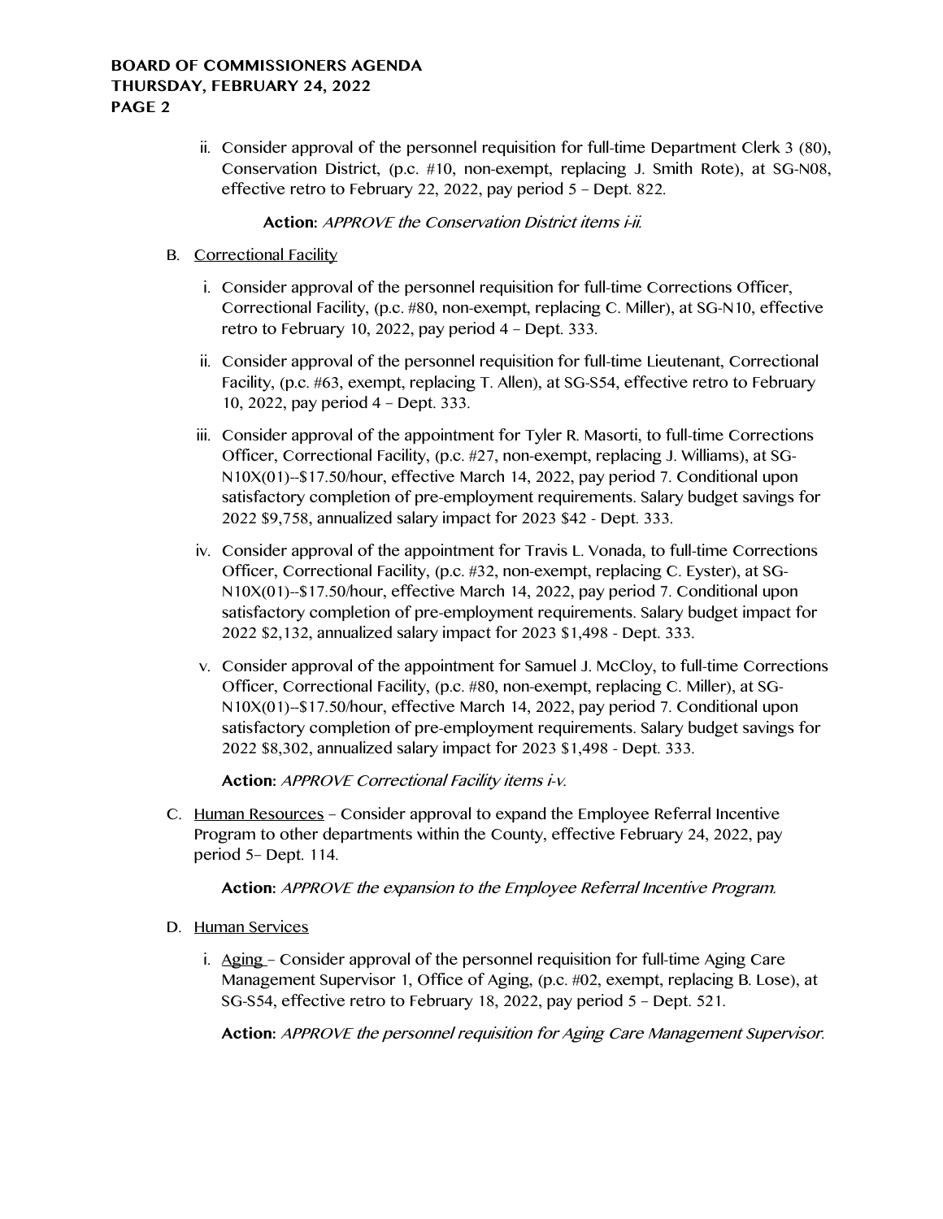ii. Consider approval of the personnel requisition for full-time Department Clerk 3 (80), Conservation District, (p.c. #10, non-exempt, replacing J. Smith Rote), at SG-N08, effective retro to February 22, 2022, pay period 5 – Dept. 822.

**Action:** *APPROVE the Conservation District items i-ii.*

B. Correctional Facility

i. Consider approval of the personnel requisition for full-time Corrections Officer, Correctional Facility, (p.c. #80, non-exempt, replacing C. Miller), at SG-N10, effective retro to February 10, 2022, pay period 4 – Dept. 333.

ii. Consider approval of the personnel requisition for full-time Lieutenant, Correctional Facility, (p.c. #63, exempt, replacing T. Allen), at SG-S54, effective retro to February 10, 2022, pay period 4 – Dept. 333.

iii. Consider approval of the appointment for Tyler R. Masorti, to full-time Corrections Officer, Correctional Facility, (p.c. #27, non-exempt, replacing J. Williams), at SG-N10X(01)--$17.50/hour, effective March 14, 2022, pay period 7. Conditional upon satisfactory completion of pre-employment requirements. Salary budget savings for 2022 $9,758, annualized salary impact for 2023 $42 - Dept. 333.

iv. Consider approval of the appointment for Travis L. Vonada, to full-time Corrections Officer, Correctional Facility, (p.c. #32, non-exempt, replacing C. Eyster), at SG-N10X(01)--$17.50/hour, effective March 14, 2022, pay period 7. Conditional upon satisfactory completion of pre-employment requirements. Salary budget impact for 2022 $2,132, annualized salary impact for 2023 $1,498 - Dept. 333.

v. Consider approval of the appointment for Samuel J. McCloy, to full-time Corrections Officer, Correctional Facility, (p.c. #80, non-exempt, replacing C. Miller), at SG-N10X(01)--$17.50/hour, effective March 14, 2022, pay period 7. Conditional upon satisfactory completion of pre-employment requirements. Salary budget savings for 2022 $8,302, annualized salary impact for 2023 $1,498 - Dept. 333.

**Action:** *APPROVE Correctional Facility items i-v.*

C. Human Resources – Consider approval to expand the Employee Referral Incentive Program to other departments within the County, effective February 24, 2022, pay period 5– Dept. 114.

**Action:** *APPROVE the expansion to the Employee Referral Incentive Program.*

D. Human Services

i. Aging – Consider approval of the personnel requisition for full-time Aging Care Management Supervisor 1, Office of Aging, (p.c. #02, exempt, replacing B. Lose), at SG-S54, effective retro to February 18, 2022, pay period 5 – Dept. 521.

**Action:** *APPROVE the personnel requisition for Aging Care Management Supervisor.*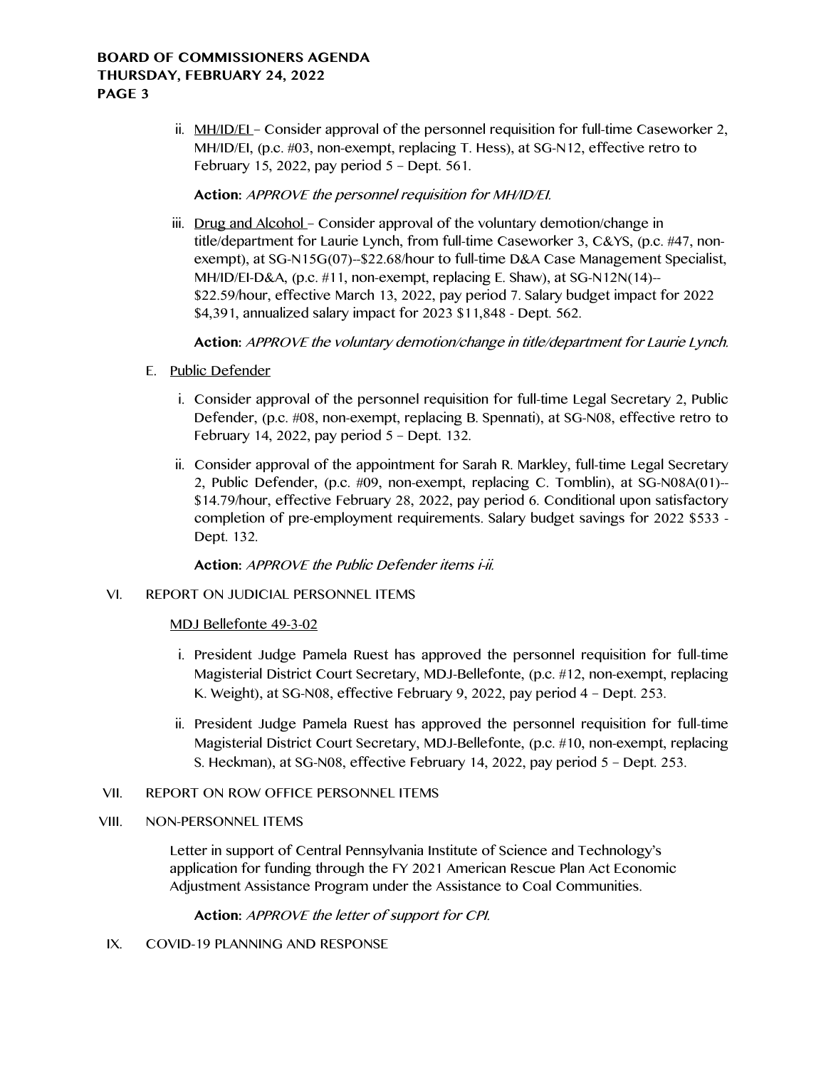ii. MH/ID/EI – Consider approval of the personnel requisition for full-time Caseworker 2, MH/ID/EI, (p.c. #03, non-exempt, replacing T. Hess), at SG-N12, effective retro to February 15, 2022, pay period 5 – Dept. 561.

**Action:** *APPROVE the personnel requisition for MH/ID/EI.*

iii. Drug and Alcohol – Consider approval of the voluntary demotion/change in title/department for Laurie Lynch, from full-time Caseworker 3, C&YS, (p.c. #47, non-exempt), at SG-N15G(07)--$22.68/hour to full-time D&A Case Management Specialist, MH/ID/EI-D&A, (p.c. #11, non-exempt, replacing E. Shaw), at SG-N12N(14)--$22.59/hour, effective March 13, 2022, pay period 7. Salary budget impact for 2022 $4,391, annualized salary impact for 2023 $11,848 - Dept. 562.

**Action:** *APPROVE the voluntary demotion/change in title/department for Laurie Lynch.*

E. Public Defender

i. Consider approval of the personnel requisition for full-time Legal Secretary 2, Public Defender, (p.c. #08, non-exempt, replacing B. Spennati), at SG-N08, effective retro to February 14, 2022, pay period 5 – Dept. 132.

ii. Consider approval of the appointment for Sarah R. Markley, full-time Legal Secretary 2, Public Defender, (p.c. #09, non-exempt, replacing C. Tomblin), at SG-N08A(01)--$14.79/hour, effective February 28, 2022, pay period 6. Conditional upon satisfactory completion of pre-employment requirements. Salary budget savings for 2022 $533 - Dept. 132.

**Action:** *APPROVE the Public Defender items i-ii.*

VI. REPORT ON JUDICIAL PERSONNEL ITEMS

MDJ Bellefonte 49-3-02

i. President Judge Pamela Ruest has approved the personnel requisition for full-time Magisterial District Court Secretary, MDJ-Bellefonte, (p.c. #12, non-exempt, replacing K. Weight), at SG-N08, effective February 9, 2022, pay period 4 – Dept. 253.

ii. President Judge Pamela Ruest has approved the personnel requisition for full-time Magisterial District Court Secretary, MDJ-Bellefonte, (p.c. #10, non-exempt, replacing S. Heckman), at SG-N08, effective February 14, 2022, pay period 5 – Dept. 253.

VII. REPORT ON ROW OFFICE PERSONNEL ITEMS

VIII. NON-PERSONNEL ITEMS

Letter in support of Central Pennsylvania Institute of Science and Technology's application for funding through the FY 2021 American Rescue Plan Act Economic Adjustment Assistance Program under the Assistance to Coal Communities.

**Action:** *APPROVE the letter of support for CPI.*

IX. COVID-19 PLANNING AND RESPONSE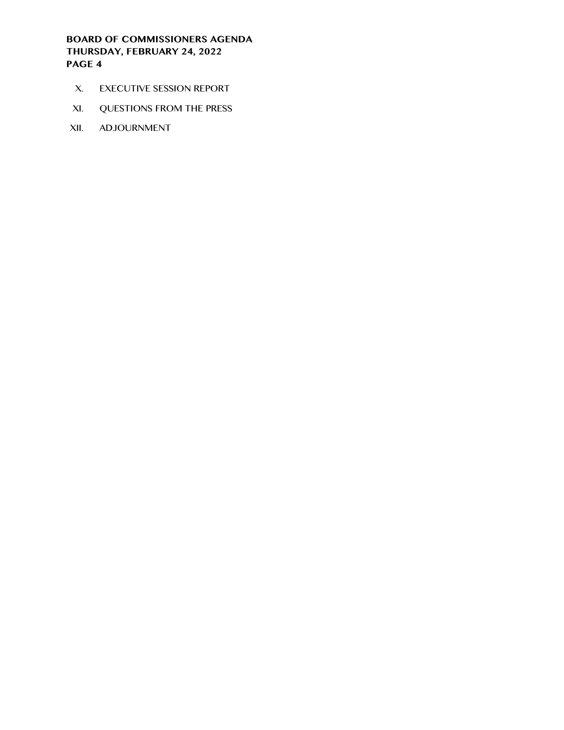X. EXECUTIVE SESSION REPORT

XI. QUESTIONS FROM THE PRESS

XII. ADJOURNMENT